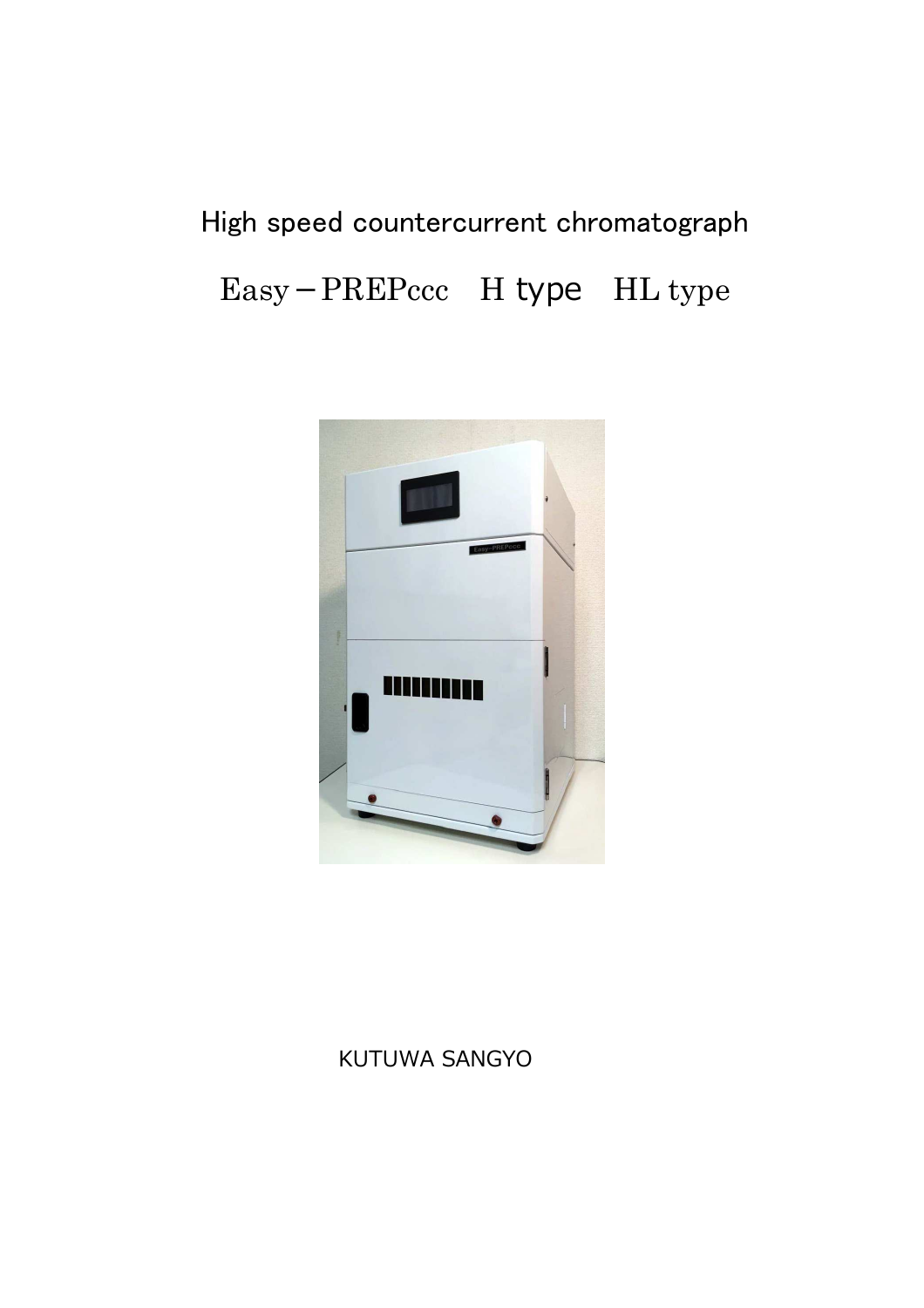# High speed countercurrent chromatograph

## Easy－PREPccc　H type　HL type

KUTUWA SANGYO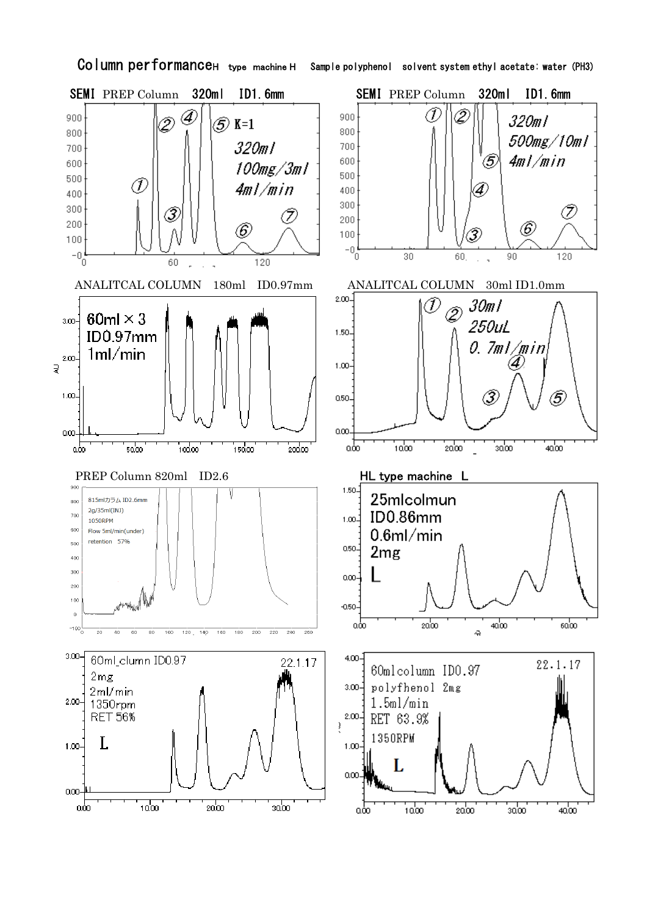# Column performance

H type machine H  Sample polyphenol  solvent system ethyl acetate: water (PH3)

SEMI PREP Column 320ml ID1.6mm

① ② ③ ④ ⑤ K=1 ⑥ ⑦

320ml
100mg/3ml
4ml/min

SEMI PREP Column 320ml ID1.6mm

① ② ③ ④ ⑤ ⑥ ⑦

320ml
500mg/10ml
4ml/min

ANALITCAL COLUMN 180ml ID0.97mm

60ml × 3
ID0.97mm
1ml/min

ANALITCAL COLUMN 30ml ID1.0mm

① ② ③ ④ ⑤

30ml
250uL
0.7ml/min

PREP Column 820ml ID2.6

815mlカラム ID2.6mm
2g/35ml(INJ)
1050RPM
Flow 5ml/min(under)
retention 57%

HL type machine L

25mlcolmun
ID0.86mm
0.6ml/min
2mg
L

60ml_clumn ID0.97
2mg
2ml/min
1350rpm
RET 56%
L
22.1.17

60mlcolumn ID0.97
polyphenol 2mg
1.5ml/min
RET 63.9%
1350RPM
L
22.1.17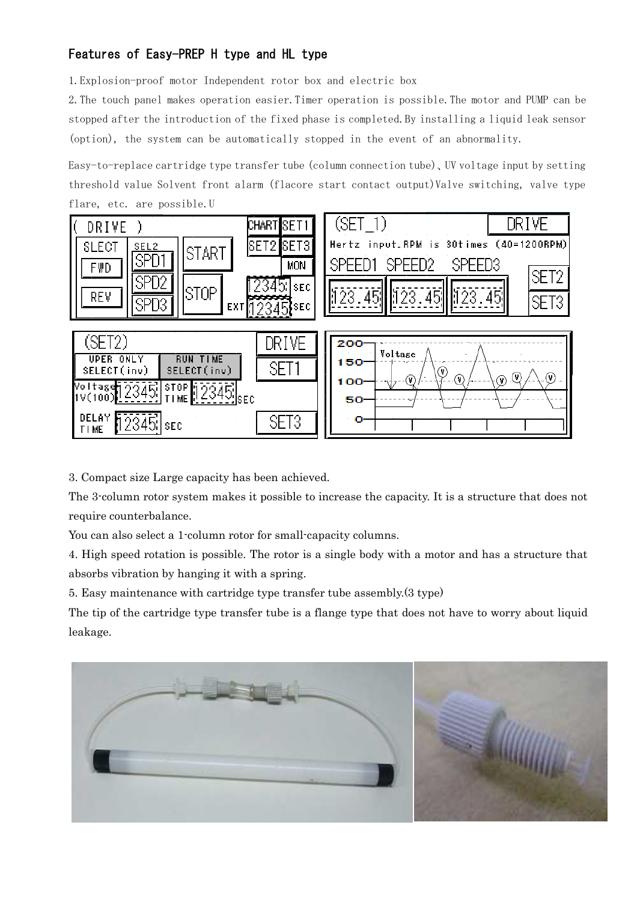## Features of Easy-PREP H type and HL type

1. Explosion-proof motor Independent rotor box and electric box
2. The touch panel makes operation easier. Timer operation is possible. The motor and PUMP can be stopped after the introduction of the fixed phase is completed. By installing a liquid leak sensor (option), the system can be automatically stopped in the event of an abnormality.

Easy-to-replace cartridge type transfer tube (column connection tube)、UV voltage input by setting threshold value Solvent front alarm (flacore start contact output)Valve switching, valve type flare, etc. are possible.U

3. Compact size Large capacity has been achieved.

The 3-column rotor system makes it possible to increase the capacity. It is a structure that does not require counterbalance.

You can also select a 1-column rotor for small-capacity columns.

4. High speed rotation is possible. The rotor is a single body with a motor and has a structure that absorbs vibration by hanging it with a spring.
5. Easy maintenance with cartridge type transfer tube assembly.(3 type)

The tip of the cartridge type transfer tube is a flange type that does not have to worry about liquid leakage.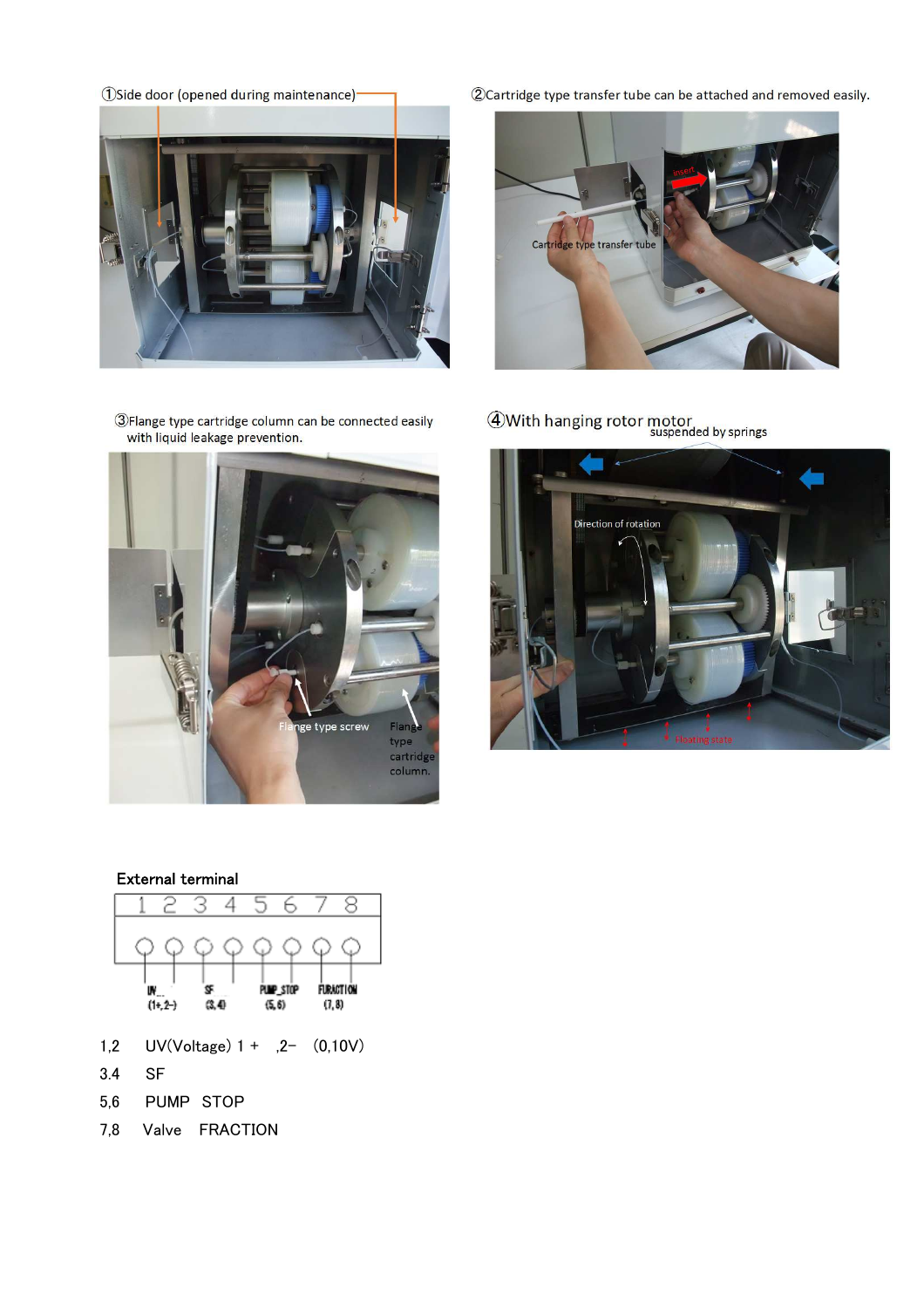①Side door (opened during maintenance)

②Cartridge type transfer tube can be attached and removed easily.

Insert

Cartridge type transfer tube

③Flange type cartridge column can be connected easily with liquid leakage prevention.

Flange type screw

Flange type cartridge column.

④With hanging rotor motor suspended by springs

Direction of rotation

Heating state

External terminal

| 1 | 2 | 3 | 4 | 5 | 6 | 7 | 8 |
|---|---|---|---|---|---|---|---|
| UV (1+,2-) | | SF (3,4) | | PUMP_STOP (5,6) | | FURACTION (7,8) | |

1,2　UV(Voltage) 1 +　,2-　(0,10V)

3.4　SF

5,6　PUMP　STOP

7,8　Valve　FRACTION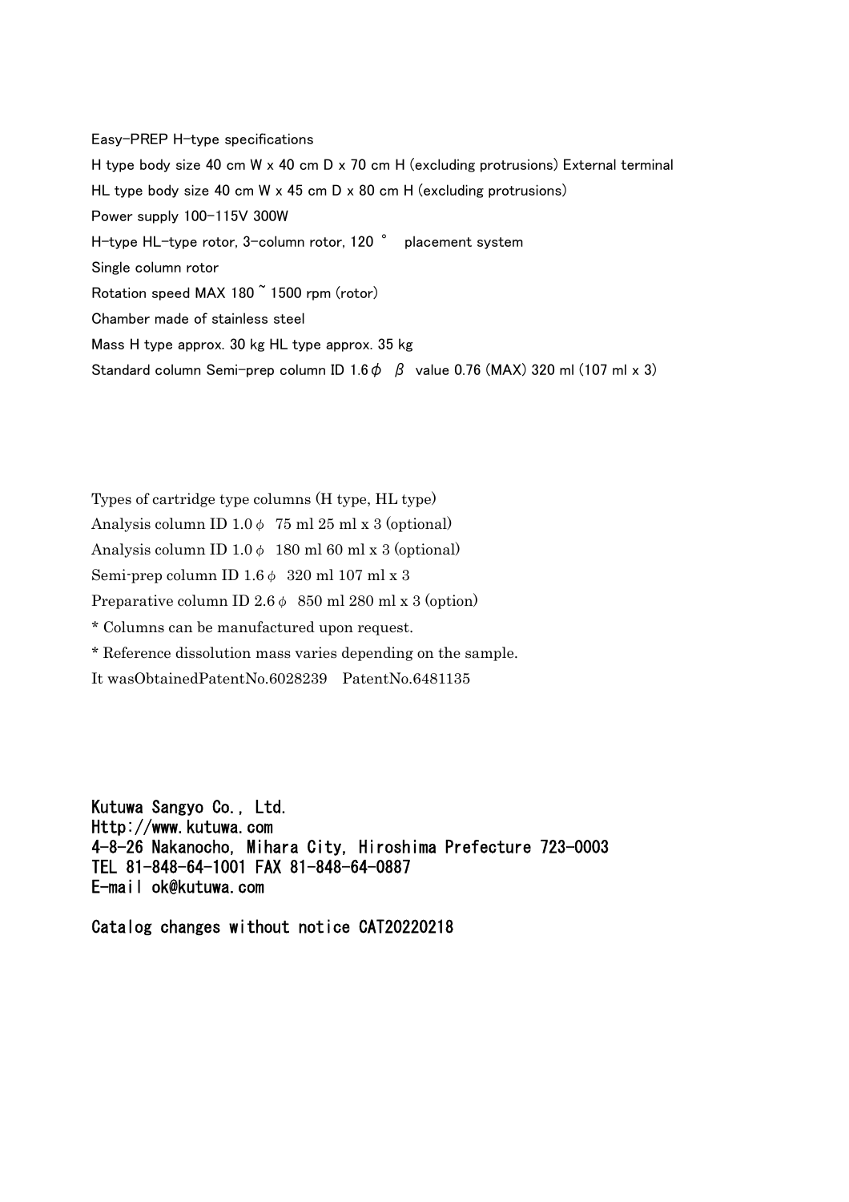Easy-PREP H-type specifications

H type body size 40 cm W x 40 cm D x 70 cm H (excluding protrusions) External terminal

HL type body size 40 cm W x 45 cm D x 80 cm H (excluding protrusions)

Power supply 100-115V 300W

H-type HL-type rotor, 3-column rotor, 120 ° placement system

Single column rotor

Rotation speed MAX 180 ~ 1500 rpm (rotor)

Chamber made of stainless steel

Mass H type approx. 30 kg HL type approx. 35 kg

Standard column Semi-prep column ID 1.6 $\phi$ $\beta$ value 0.76 (MAX) 320 ml (107 ml x 3)

Types of cartridge type columns (H type, HL type)

Analysis column ID 1.0 $\phi$ 75 ml 25 ml x 3 (optional)

Analysis column ID 1.0 $\phi$ 180 ml 60 ml x 3 (optional)

Semi-prep column ID 1.6 $\phi$ 320 ml 107 ml x 3

Preparative column ID 2.6 $\phi$ 850 ml 280 ml x 3 (option)

* Columns can be manufactured upon request.

* Reference dissolution mass varies depending on the sample.

It wasObtainedPatentNo.6028239 PatentNo.6481135

Kutuwa Sangyo Co., Ltd.
Http://www.kutuwa.com
4-8-26 Nakanocho, Mihara City, Hiroshima Prefecture 723-0003
TEL 81-848-64-1001 FAX 81-848-64-0887
E-mail ok@kutuwa.com

Catalog changes without notice CAT20220218